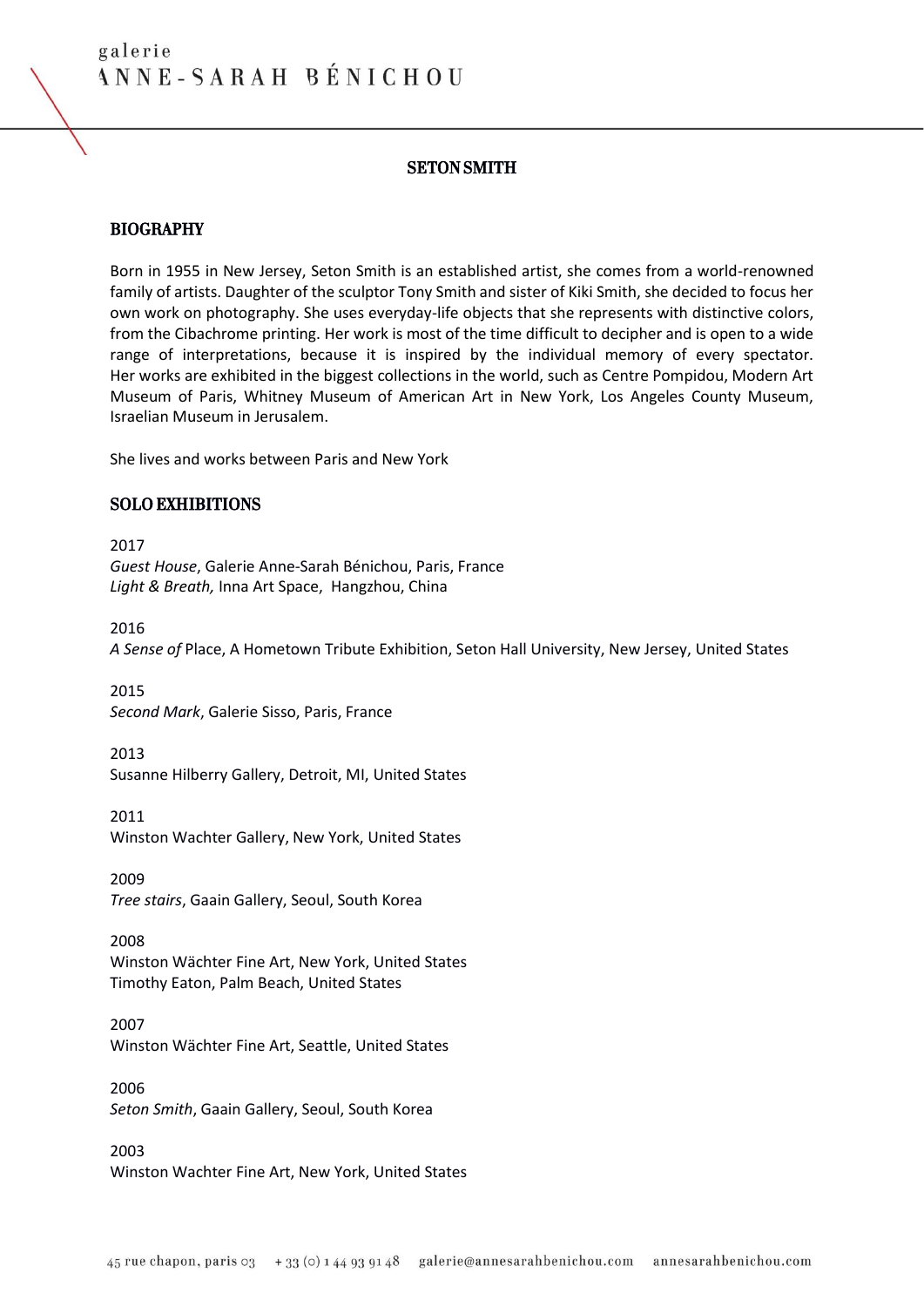galerie
ANNE-SARAH BÉNICHOU

# SETON SMITH

## BIOGRAPHY

Born in 1955 in New Jersey, Seton Smith is an established artist, she comes from a world-renowned family of artists. Daughter of the sculptor Tony Smith and sister of Kiki Smith, she decided to focus her own work on photography. She uses everyday-life objects that she represents with distinctive colors, from the Cibachrome printing. Her work is most of the time difficult to decipher and is open to a wide range of interpretations, because it is inspired by the individual memory of every spectator. Her works are exhibited in the biggest collections in the world, such as Centre Pompidou, Modern Art Museum of Paris, Whitney Museum of American Art in New York, Los Angeles County Museum, Israelian Museum in Jerusalem.

She lives and works between Paris and New York

## SOLO EXHIBITIONS

2017
*Guest House*, Galerie Anne-Sarah Bénichou, Paris, France
*Light & Breath,* Inna Art Space, Hangzhou, China

2016
*A Sense of* Place, A Hometown Tribute Exhibition, Seton Hall University, New Jersey, United States

2015
*Second Mark*, Galerie Sisso, Paris, France

2013
Susanne Hilberry Gallery, Detroit, MI, United States

2011
Winston Wachter Gallery, New York, United States

2009
*Tree stairs*, Gaain Gallery, Seoul, South Korea

2008
Winston Wächter Fine Art, New York, United States
Timothy Eaton, Palm Beach, United States

2007
Winston Wächter Fine Art, Seattle, United States

2006
*Seton Smith*, Gaain Gallery, Seoul, South Korea

2003
Winston Wachter Fine Art, New York, United States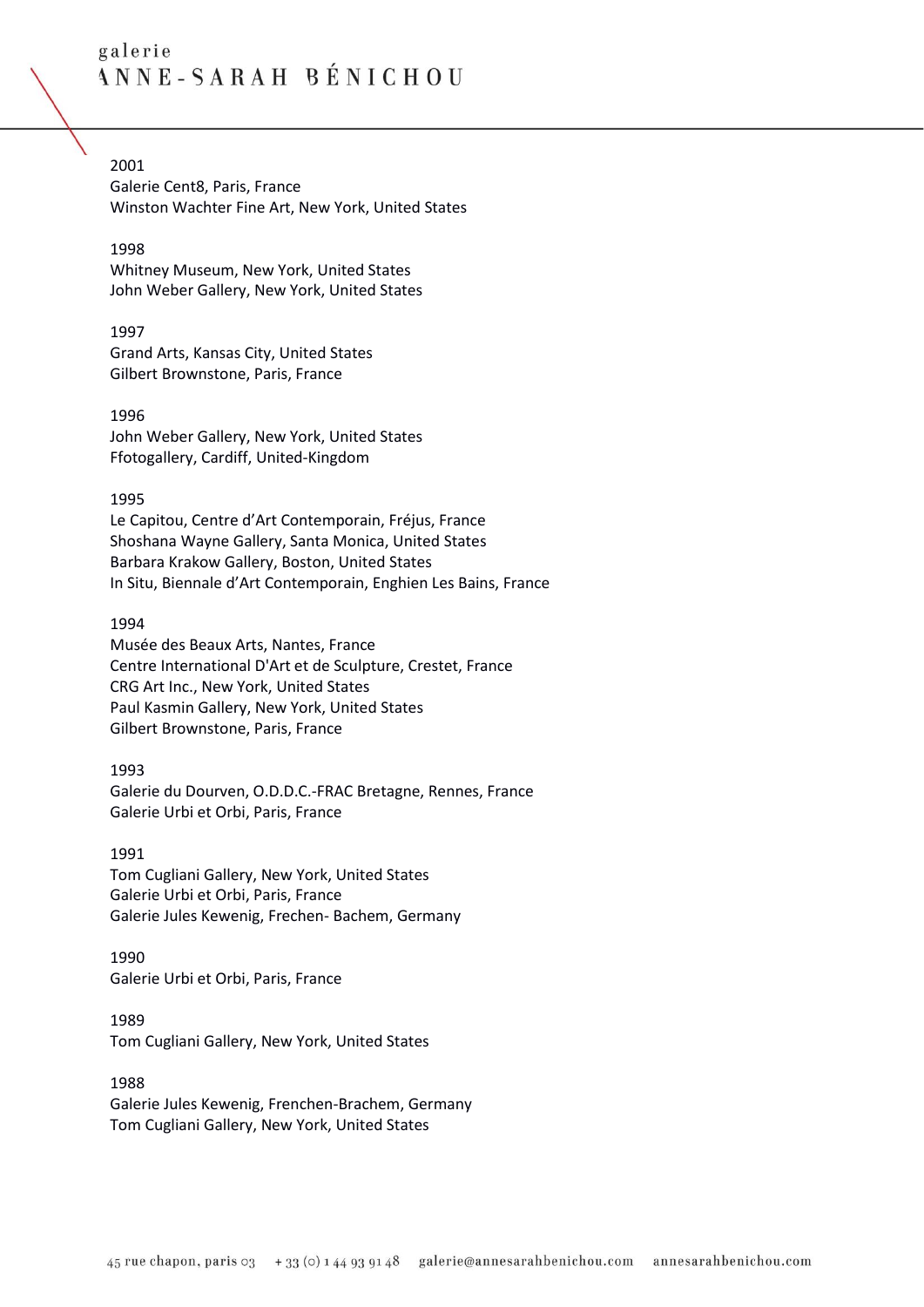2001
Galerie Cent8, Paris, France
Winston Wachter Fine Art, New York, United States

1998
Whitney Museum, New York, United States
John Weber Gallery, New York, United States

1997
Grand Arts, Kansas City, United States
Gilbert Brownstone, Paris, France

1996
John Weber Gallery, New York, United States
Ffotogallery, Cardiff, United-Kingdom

1995
Le Capitou, Centre d'Art Contemporain, Fréjus, France
Shoshana Wayne Gallery, Santa Monica, United States
Barbara Krakow Gallery, Boston, United States
In Situ, Biennale d'Art Contemporain, Enghien Les Bains, France

1994
Musée des Beaux Arts, Nantes, France
Centre International D'Art et de Sculpture, Crestet, France
CRG Art Inc., New York, United States
Paul Kasmin Gallery, New York, United States
Gilbert Brownstone, Paris, France

1993
Galerie du Dourven, O.D.D.C.-FRAC Bretagne, Rennes, France
Galerie Urbi et Orbi, Paris, France

1991
Tom Cugliani Gallery, New York, United States
Galerie Urbi et Orbi, Paris, France
Galerie Jules Kewenig, Frechen- Bachem, Germany

1990
Galerie Urbi et Orbi, Paris, France

1989
Tom Cugliani Gallery, New York, United States

1988
Galerie Jules Kewenig, Frenchen-Brachem, Germany
Tom Cugliani Gallery, New York, United States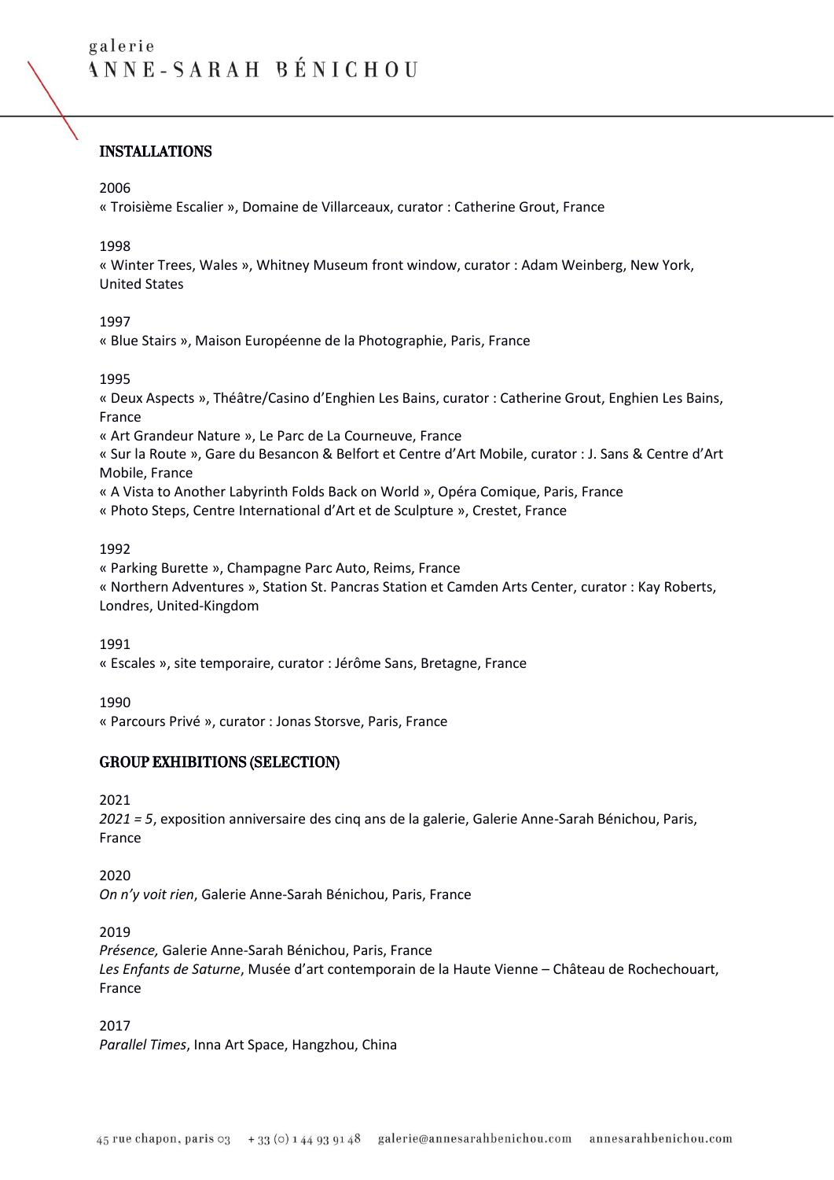## INSTALLATIONS

2006
« Troisième Escalier », Domaine de Villarceaux, curator : Catherine Grout, France

1998
« Winter Trees, Wales », Whitney Museum front window, curator : Adam Weinberg, New York, United States

1997
« Blue Stairs », Maison Européenne de la Photographie, Paris, France

1995
« Deux Aspects », Théâtre/Casino d'Enghien Les Bains, curator : Catherine Grout, Enghien Les Bains, France
« Art Grandeur Nature », Le Parc de La Courneuve, France
« Sur la Route », Gare du Besancon & Belfort et Centre d'Art Mobile, curator : J. Sans & Centre d'Art Mobile, France
« A Vista to Another Labyrinth Folds Back on World », Opéra Comique, Paris, France
« Photo Steps, Centre International d'Art et de Sculpture », Crestet, France

1992
« Parking Burette », Champagne Parc Auto, Reims, France
« Northern Adventures », Station St. Pancras Station et Camden Arts Center, curator : Kay Roberts, Londres, United-Kingdom

1991
« Escales », site temporaire, curator : Jérôme Sans, Bretagne, France

1990
« Parcours Privé », curator : Jonas Storsve, Paris, France

## GROUP EXHIBITIONS (SELECTION)

2021
*2021 = 5*, exposition anniversaire des cinq ans de la galerie, Galerie Anne-Sarah Bénichou, Paris, France

2020
*On n'y voit rien*, Galerie Anne-Sarah Bénichou, Paris, France

2019
*Présence,* Galerie Anne-Sarah Bénichou, Paris, France
*Les Enfants de Saturne*, Musée d'art contemporain de la Haute Vienne – Château de Rochechouart, France

2017
*Parallel Times*, Inna Art Space, Hangzhou, China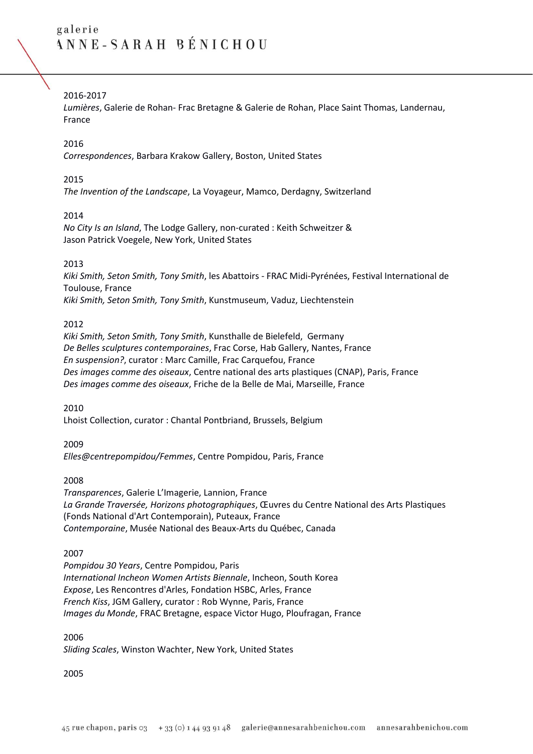2016-2017
*Lumières*, Galerie de Rohan- Frac Bretagne & Galerie de Rohan, Place Saint Thomas, Landernau, France

2016
*Correspondences*, Barbara Krakow Gallery, Boston, United States

2015
*The Invention of the Landscape*, La Voyageur, Mamco, Derdagny, Switzerland

2014
*No City Is an Island*, The Lodge Gallery, non-curated : Keith Schweitzer & Jason Patrick Voegele, New York, United States

2013
*Kiki Smith, Seton Smith, Tony Smith*, les Abattoirs - FRAC Midi-Pyrénées, Festival International de Toulouse, France
*Kiki Smith, Seton Smith, Tony Smith*, Kunstmuseum, Vaduz, Liechtenstein

2012
*Kiki Smith, Seton Smith, Tony Smith*, Kunsthalle de Bielefeld, Germany
*De Belles sculptures contemporaines*, Frac Corse, Hab Gallery, Nantes, France
*En suspension?*, curator : Marc Camille, Frac Carquefou, France
*Des images comme des oiseaux*, Centre national des arts plastiques (CNAP), Paris, France
*Des images comme des oiseaux*, Friche de la Belle de Mai, Marseille, France

2010
Lhoist Collection, curator : Chantal Pontbriand, Brussels, Belgium

2009
*Elles@centrepompidou/Femmes*, Centre Pompidou, Paris, France

2008
*Transparences*, Galerie L'Imagerie, Lannion, France
*La Grande Traversée, Horizons photographiques*, Œuvres du Centre National des Arts Plastiques (Fonds National d'Art Contemporain), Puteaux, France
*Contemporaine*, Musée National des Beaux-Arts du Québec, Canada

2007
*Pompidou 30 Years*, Centre Pompidou, Paris
*International Incheon Women Artists Biennale*, Incheon, South Korea
*Expose*, Les Rencontres d'Arles, Fondation HSBC, Arles, France
*French Kiss*, JGM Gallery, curator : Rob Wynne, Paris, France
*Images du Monde*, FRAC Bretagne, espace Victor Hugo, Ploufragan, France

2006
*Sliding Scales*, Winston Wachter, New York, United States

2005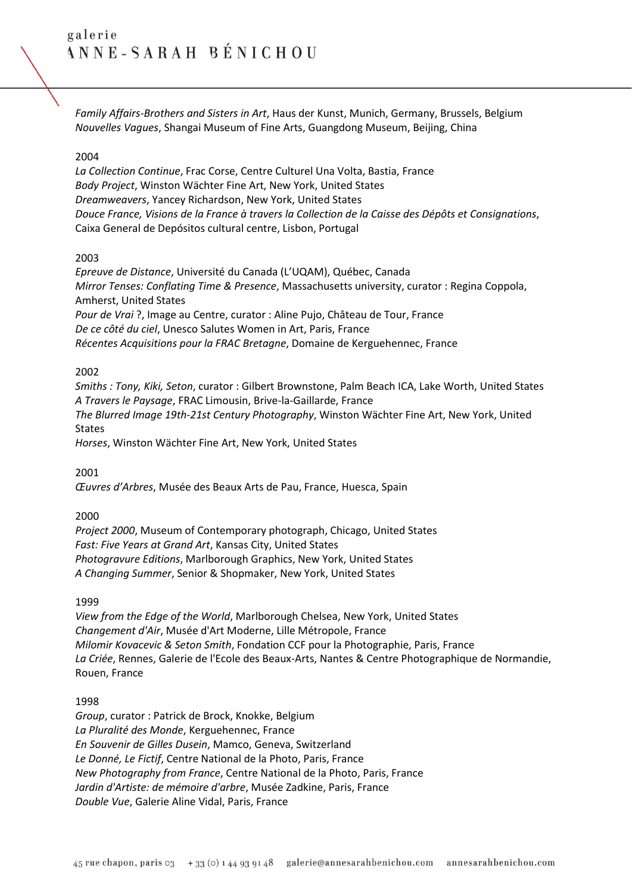*Family Affairs-Brothers and Sisters in Art*, Haus der Kunst, Munich, Germany, Brussels, Belgium
*Nouvelles Vagues*, Shangai Museum of Fine Arts, Guangdong Museum, Beijing, China

2004
*La Collection Continue*, Frac Corse, Centre Culturel Una Volta, Bastia, France
*Body Project*, Winston Wächter Fine Art, New York, United States
*Dreamweavers*, Yancey Richardson, New York, United States
*Douce France, Visions de la France à travers la Collection de la Caisse des Dépôts et Consignations*, Caixa General de Depósitos cultural centre, Lisbon, Portugal

2003
*Epreuve de Distance*, Université du Canada (L'UQAM), Québec, Canada
*Mirror Tenses: Conflating Time & Presence*, Massachusetts university, curator : Regina Coppola, Amherst, United States
*Pour de Vrai* ?, Image au Centre, curator : Aline Pujo, Château de Tour, France
*De ce côté du ciel*, Unesco Salutes Women in Art, Paris, France
*Récentes Acquisitions pour la FRAC Bretagne*, Domaine de Kerguehennec, France

2002
*Smiths : Tony, Kiki, Seton*, curator : Gilbert Brownstone, Palm Beach ICA, Lake Worth, United States
*A Travers le Paysage*, FRAC Limousin, Brive-la-Gaillarde, France
*The Blurred Image 19th-21st Century Photography*, Winston Wächter Fine Art, New York, United States
*Horses*, Winston Wächter Fine Art, New York, United States

2001
*Œuvres d'Arbres*, Musée des Beaux Arts de Pau, France, Huesca, Spain

2000
*Project 2000*, Museum of Contemporary photograph, Chicago, United States
*Fast: Five Years at Grand Art*, Kansas City, United States
*Photogravure Editions*, Marlborough Graphics, New York, United States
*A Changing Summer*, Senior & Shopmaker, New York, United States

1999
*View from the Edge of the World*, Marlborough Chelsea, New York, United States
*Changement d'Air*, Musée d'Art Moderne, Lille Métropole, France
*Milomir Kovacevic & Seton Smith*, Fondation CCF pour la Photographie, Paris, France
*La Criée*, Rennes, Galerie de l'Ecole des Beaux-Arts, Nantes & Centre Photographique de Normandie, Rouen, France

1998
*Group*, curator : Patrick de Brock, Knokke, Belgium
*La Pluralité des Monde*, Kerguehennec, France
*En Souvenir de Gilles Dusein*, Mamco, Geneva, Switzerland
*Le Donné, Le Fictif*, Centre National de la Photo, Paris, France
*New Photography from France*, Centre National de la Photo, Paris, France
*Jardin d'Artiste: de mémoire d'arbre*, Musée Zadkine, Paris, France
*Double Vue*, Galerie Aline Vidal, Paris, France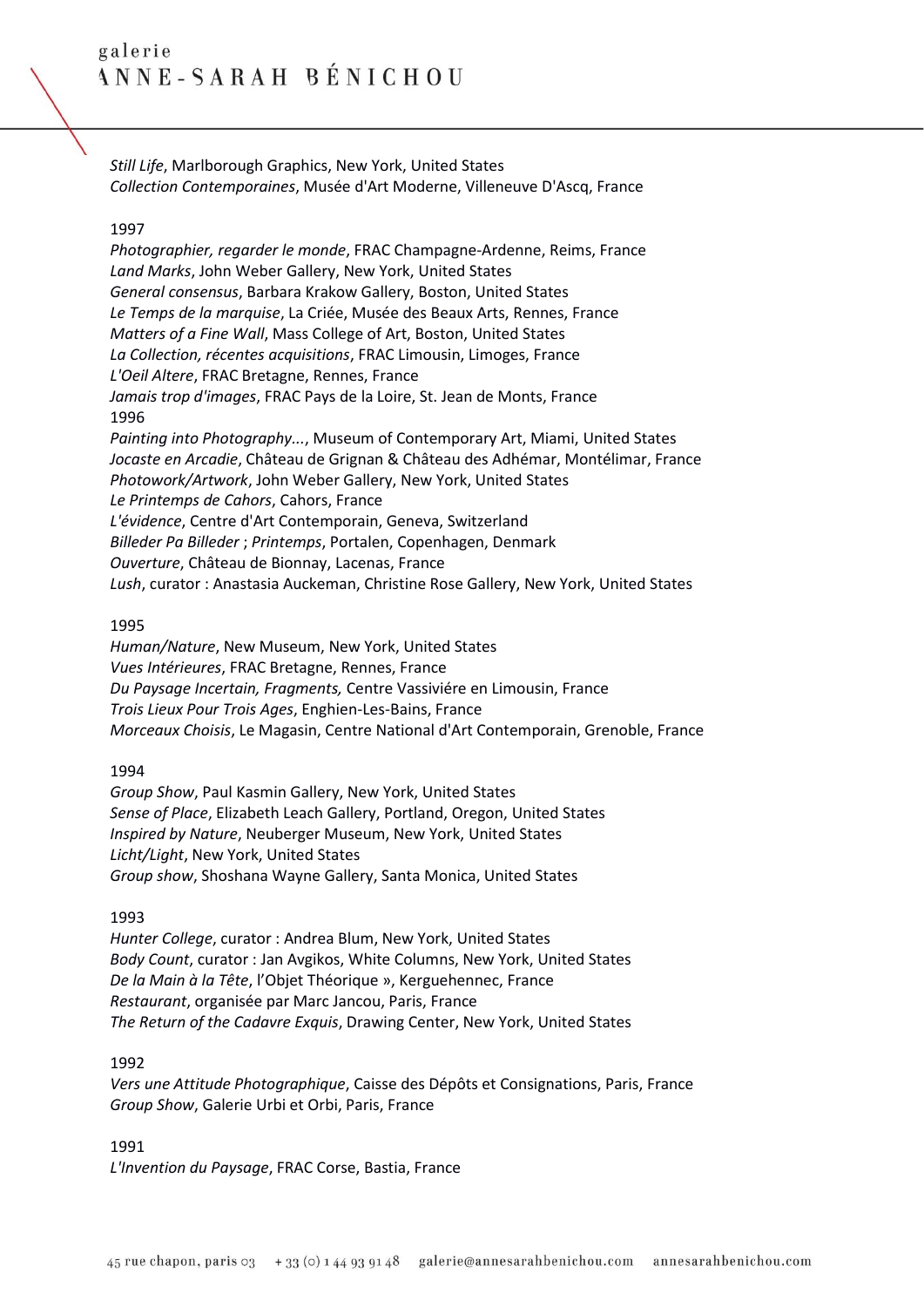*Still Life*, Marlborough Graphics, New York, United States
*Collection Contemporaines*, Musée d'Art Moderne, Villeneuve D'Ascq, France

1997

*Photographier, regarder le monde*, FRAC Champagne-Ardenne, Reims, France
*Land Marks*, John Weber Gallery, New York, United States
*General consensus*, Barbara Krakow Gallery, Boston, United States
*Le Temps de la marquise*, La Criée, Musée des Beaux Arts, Rennes, France
*Matters of a Fine Wall*, Mass College of Art, Boston, United States
*La Collection, récentes acquisitions*, FRAC Limousin, Limoges, France
*L'Oeil Altere*, FRAC Bretagne, Rennes, France
*Jamais trop d'images*, FRAC Pays de la Loire, St. Jean de Monts, France

1996

*Painting into Photography...*, Museum of Contemporary Art, Miami, United States
*Jocaste en Arcadie*, Château de Grignan & Château des Adhémar, Montélimar, France
*Photowork/Artwork*, John Weber Gallery, New York, United States
*Le Printemps de Cahors*, Cahors, France
*L'évidence*, Centre d'Art Contemporain, Geneva, Switzerland
*Billeder Pa Billeder* ; *Printemps*, Portalen, Copenhagen, Denmark
*Ouverture*, Château de Bionnay, Lacenas, France
*Lush*, curator : Anastasia Auckeman, Christine Rose Gallery, New York, United States

1995

*Human/Nature*, New Museum, New York, United States
*Vues Intérieures*, FRAC Bretagne, Rennes, France
*Du Paysage Incertain, Fragments,* Centre Vassiviére en Limousin, France
*Trois Lieux Pour Trois Ages*, Enghien-Les-Bains, France
*Morceaux Choisis*, Le Magasin, Centre National d'Art Contemporain, Grenoble, France

1994

*Group Show*, Paul Kasmin Gallery, New York, United States
*Sense of Place*, Elizabeth Leach Gallery, Portland, Oregon, United States
*Inspired by Nature*, Neuberger Museum, New York, United States
*Licht/Light*, New York, United States
*Group show*, Shoshana Wayne Gallery, Santa Monica, United States

1993

*Hunter College*, curator : Andrea Blum, New York, United States
*Body Count*, curator : Jan Avgikos, White Columns, New York, United States
*De la Main à la Tête*, l'Objet Théorique », Kerguehennec, France
*Restaurant*, organisée par Marc Jancou, Paris, France
*The Return of the Cadavre Exquis*, Drawing Center, New York, United States

1992

*Vers une Attitude Photographique*, Caisse des Dépôts et Consignations, Paris, France
*Group Show*, Galerie Urbi et Orbi, Paris, France

1991

*L'Invention du Paysage*, FRAC Corse, Bastia, France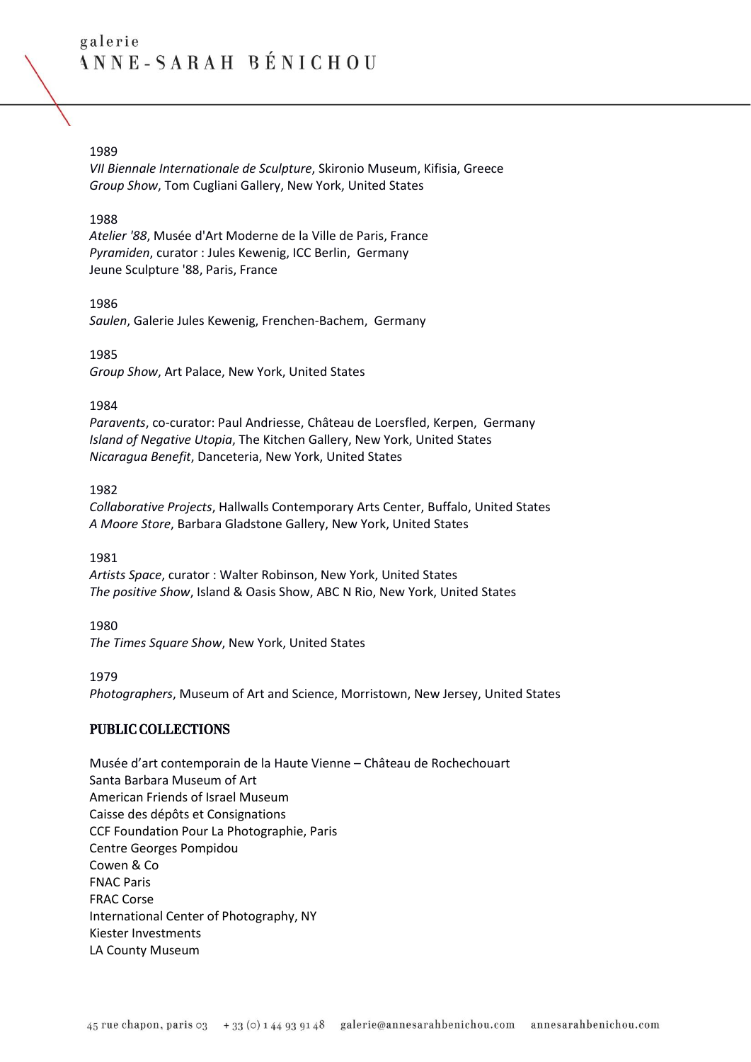1989

*VII Biennale Internationale de Sculpture*, Skironio Museum, Kifisia, Greece
*Group Show*, Tom Cugliani Gallery, New York, United States

1988

*Atelier '88*, Musée d'Art Moderne de la Ville de Paris, France
*Pyramiden*, curator : Jules Kewenig, ICC Berlin, Germany
Jeune Sculpture '88, Paris, France

1986

*Saulen*, Galerie Jules Kewenig, Frenchen-Bachem, Germany

1985

*Group Show*, Art Palace, New York, United States

1984

*Paravents*, co-curator: Paul Andriesse, Château de Loersfled, Kerpen, Germany
*Island of Negative Utopia*, The Kitchen Gallery, New York, United States
*Nicaragua Benefit*, Danceteria, New York, United States

1982

*Collaborative Projects*, Hallwalls Contemporary Arts Center, Buffalo, United States
*A Moore Store*, Barbara Gladstone Gallery, New York, United States

1981

*Artists Space*, curator : Walter Robinson, New York, United States
*The positive Show*, Island & Oasis Show, ABC N Rio, New York, United States

1980

*The Times Square Show*, New York, United States

1979

*Photographers*, Museum of Art and Science, Morristown, New Jersey, United States

## PUBLIC COLLECTIONS

Musée d'art contemporain de la Haute Vienne – Château de Rochechouart
Santa Barbara Museum of Art
American Friends of Israel Museum
Caisse des dépôts et Consignations
CCF Foundation Pour La Photographie, Paris
Centre Georges Pompidou
Cowen & Co
FNAC Paris
FRAC Corse
International Center of Photography, NY
Kiester Investments
LA County Museum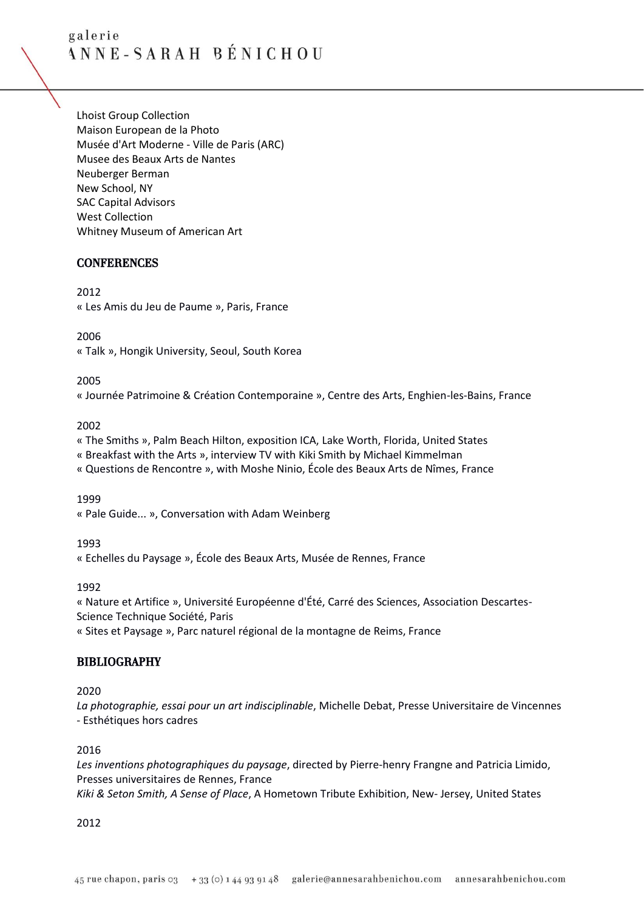Lhoist Group Collection
Maison European de la Photo
Musée d'Art Moderne - Ville de Paris (ARC)
Musee des Beaux Arts de Nantes
Neuberger Berman
New School, NY
SAC Capital Advisors
West Collection
Whitney Museum of American Art

## CONFERENCES

2012
« Les Amis du Jeu de Paume », Paris, France

2006
« Talk », Hongik University, Seoul, South Korea

2005
« Journée Patrimoine & Création Contemporaine », Centre des Arts, Enghien-les-Bains, France

2002
« The Smiths », Palm Beach Hilton, exposition ICA, Lake Worth, Florida, United States
« Breakfast with the Arts », interview TV with Kiki Smith by Michael Kimmelman
« Questions de Rencontre », with Moshe Ninio, École des Beaux Arts de Nîmes, France

1999
« Pale Guide... », Conversation with Adam Weinberg

1993
« Echelles du Paysage », École des Beaux Arts, Musée de Rennes, France

1992
« Nature et Artifice », Université Européenne d'Été, Carré des Sciences, Association Descartes-Science Technique Société, Paris
« Sites et Paysage », Parc naturel régional de la montagne de Reims, France

## BIBLIOGRAPHY

2020
*La photographie, essai pour un art indisciplinable*, Michelle Debat, Presse Universitaire de Vincennes - Esthétiques hors cadres

2016
*Les inventions photographiques du paysage*, directed by Pierre-henry Frangne and Patricia Limido, Presses universitaires de Rennes, France
*Kiki & Seton Smith, A Sense of Place*, A Hometown Tribute Exhibition, New- Jersey, United States

2012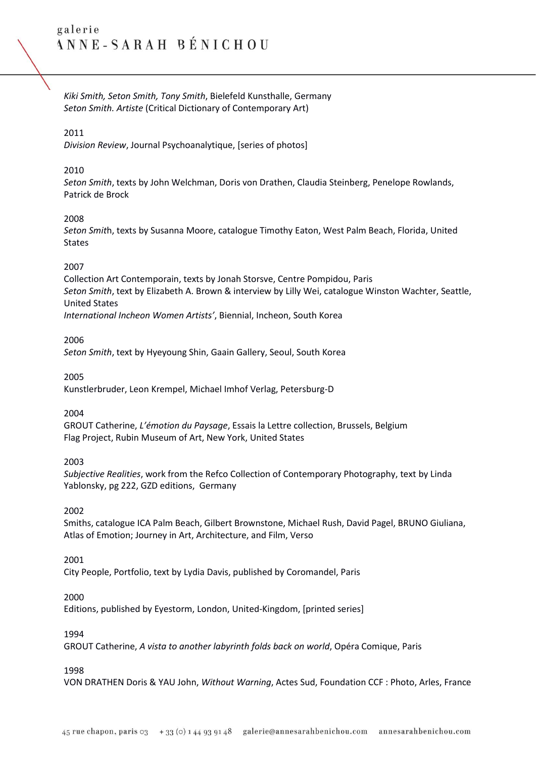*Kiki Smith, Seton Smith, Tony Smith*, Bielefeld Kunsthalle, Germany
*Seton Smith. Artiste* (Critical Dictionary of Contemporary Art)

2011
*Division Review*, Journal Psychoanalytique, [series of photos]

2010
*Seton Smith*, texts by John Welchman, Doris von Drathen, Claudia Steinberg, Penelope Rowlands, Patrick de Brock

2008
*Seton Smit*h, texts by Susanna Moore, catalogue Timothy Eaton, West Palm Beach, Florida, United States

2007
Collection Art Contemporain, texts by Jonah Storsve, Centre Pompidou, Paris
*Seton Smith*, text by Elizabeth A. Brown & interview by Lilly Wei, catalogue Winston Wachter, Seattle, United States
*International Incheon Women Artists'*, Biennial, Incheon, South Korea

2006
*Seton Smith*, text by Hyeyoung Shin, Gaain Gallery, Seoul, South Korea

2005
Kunstlerbruder, Leon Krempel, Michael Imhof Verlag, Petersburg-D

2004
GROUT Catherine, *L'émotion du Paysage*, Essais la Lettre collection, Brussels, Belgium
Flag Project, Rubin Museum of Art, New York, United States

2003
*Subjective Realities*, work from the Refco Collection of Contemporary Photography, text by Linda Yablonsky, pg 222, GZD editions, Germany

2002
Smiths, catalogue ICA Palm Beach, Gilbert Brownstone, Michael Rush, David Pagel, BRUNO Giuliana, Atlas of Emotion; Journey in Art, Architecture, and Film, Verso

2001
City People, Portfolio, text by Lydia Davis, published by Coromandel, Paris

2000
Editions, published by Eyestorm, London, United-Kingdom, [printed series]

1994
GROUT Catherine, *A vista to another labyrinth folds back on world*, Opéra Comique, Paris

1998
VON DRATHEN Doris & YAU John, *Without Warning*, Actes Sud, Foundation CCF : Photo, Arles, France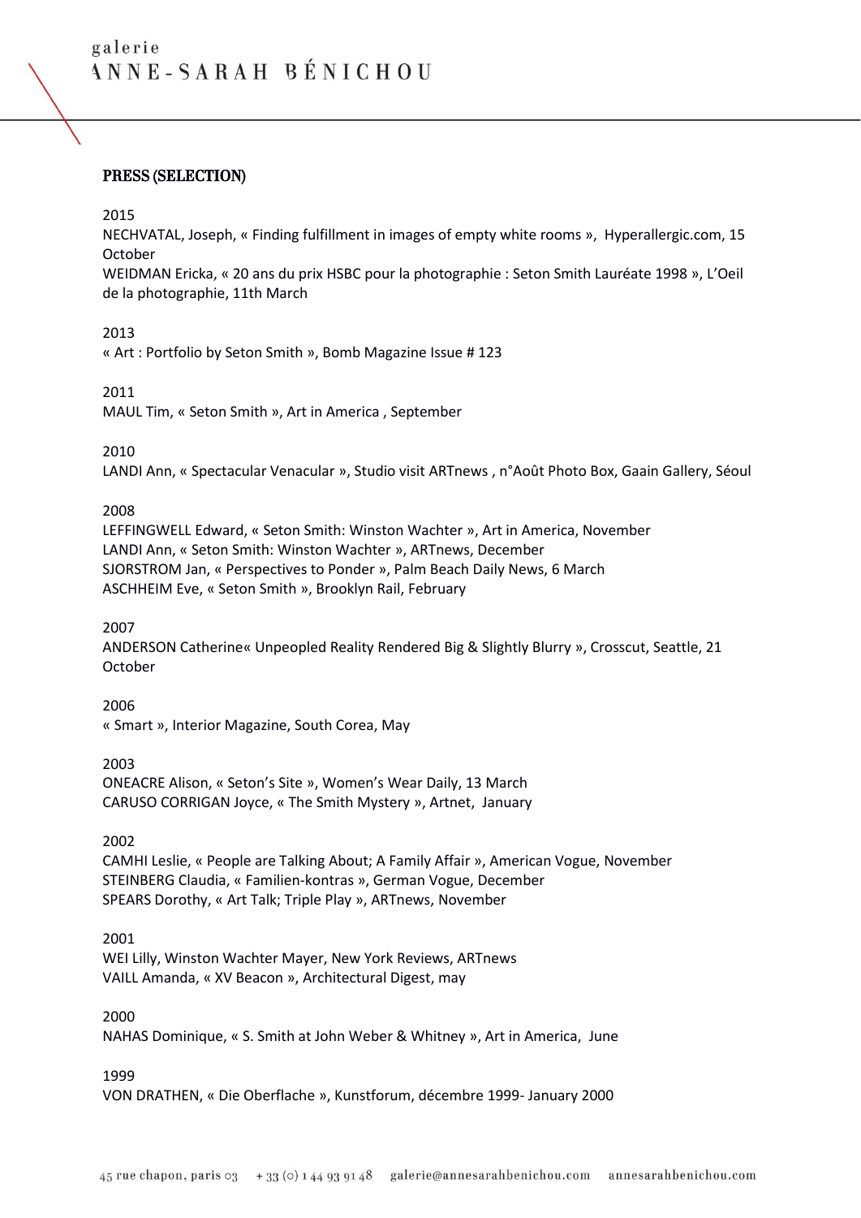## PRESS (SELECTION)

2015
NECHVATAL, Joseph, « Finding fulfillment in images of empty white rooms », Hyperallergic.com, 15 October
WEIDMAN Ericka, « 20 ans du prix HSBC pour la photographie : Seton Smith Lauréate 1998 », L'Oeil de la photographie, 11th March

2013
« Art : Portfolio by Seton Smith », Bomb Magazine Issue # 123

2011
MAUL Tim, « Seton Smith », Art in America , September

2010
LANDI Ann, « Spectacular Venacular », Studio visit ARTnews , n°Août Photo Box, Gaain Gallery, Séoul

2008
LEFFINGWELL Edward, « Seton Smith: Winston Wachter », Art in America, November
LANDI Ann, « Seton Smith: Winston Wachter », ARTnews, December
SJORSTROM Jan, « Perspectives to Ponder », Palm Beach Daily News, 6 March
ASCHHEIM Eve, « Seton Smith », Brooklyn Rail, February

2007
ANDERSON Catherine« Unpeopled Reality Rendered Big & Slightly Blurry », Crosscut, Seattle, 21 October

2006
« Smart », Interior Magazine, South Corea, May

2003
ONEACRE Alison, « Seton's Site », Women's Wear Daily, 13 March
CARUSO CORRIGAN Joyce, « The Smith Mystery », Artnet, January

2002
CAMHI Leslie, « People are Talking About; A Family Affair », American Vogue, November
STEINBERG Claudia, « Familien-kontras », German Vogue, December
SPEARS Dorothy, « Art Talk; Triple Play », ARTnews, November

2001
WEI Lilly, Winston Wachter Mayer, New York Reviews, ARTnews
VAILL Amanda, « XV Beacon », Architectural Digest, may

2000
NAHAS Dominique, « S. Smith at John Weber & Whitney », Art in America, June

1999
VON DRATHEN, « Die Oberflache », Kunstforum, décembre 1999- January 2000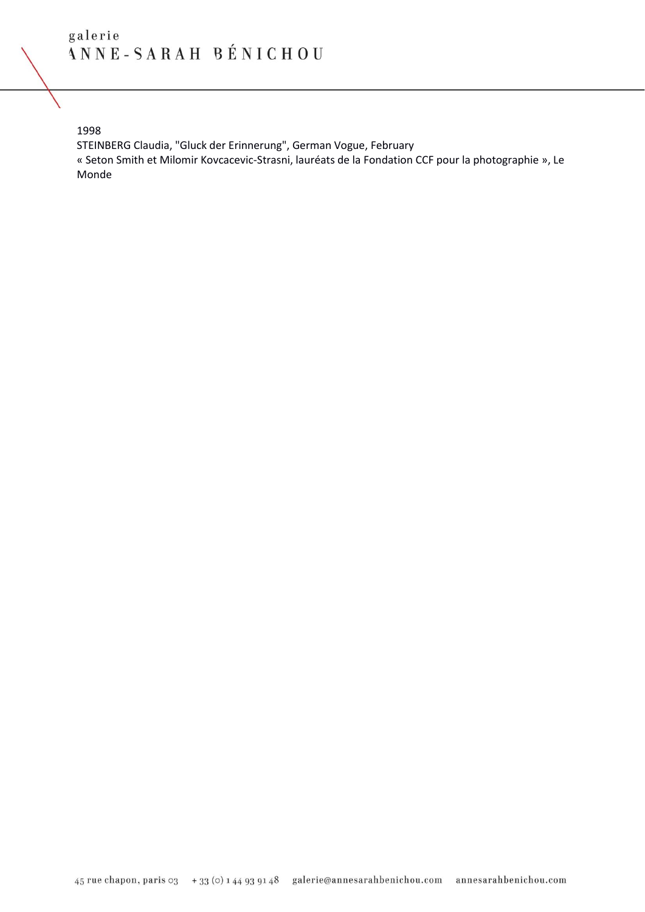1998

STEINBERG Claudia, "Gluck der Erinnerung", German Vogue, February

« Seton Smith et Milomir Kovcacevic-Strasni, lauréats de la Fondation CCF pour la photographie », Le Monde